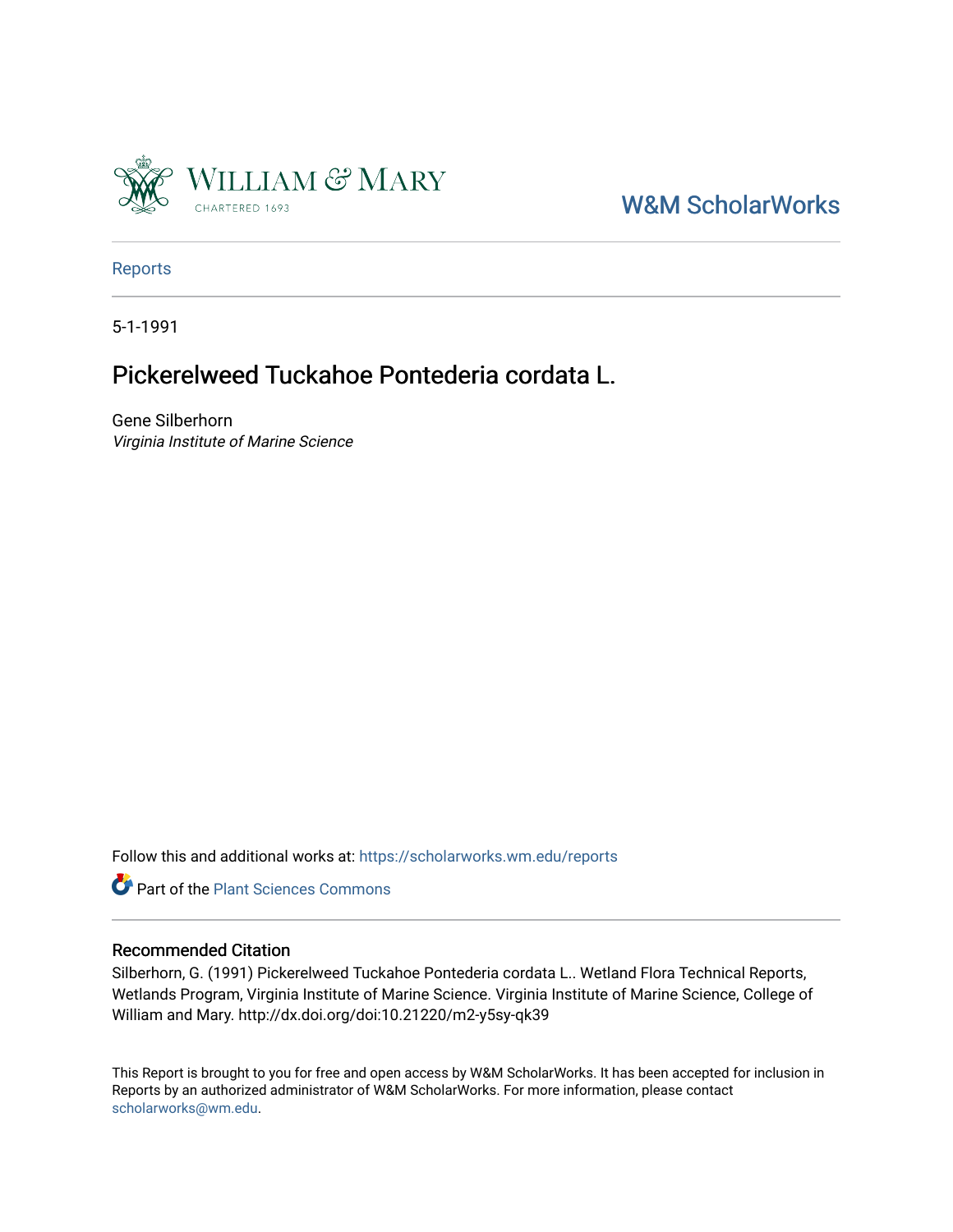William & Mary
CHARTERED 1693

W&M ScholarWorks

Reports

5-1-1991

# Pickerelweed Tuckahoe Pontederia cordata L.

Gene Silberhorn
*Virginia Institute of Marine Science*

Follow this and additional works at: https://scholarworks.wm.edu/reports

Part of the Plant Sciences Commons

## Recommended Citation

Silberhorn, G. (1991) Pickerelweed Tuckahoe Pontederia cordata L.. Wetland Flora Technical Reports, Wetlands Program, Virginia Institute of Marine Science. Virginia Institute of Marine Science, College of William and Mary. http://dx.doi.org/doi:10.21220/m2-y5sy-qk39

This Report is brought to you for free and open access by W&M ScholarWorks. It has been accepted for inclusion in Reports by an authorized administrator of W&M ScholarWorks. For more information, please contact scholarworks@wm.edu.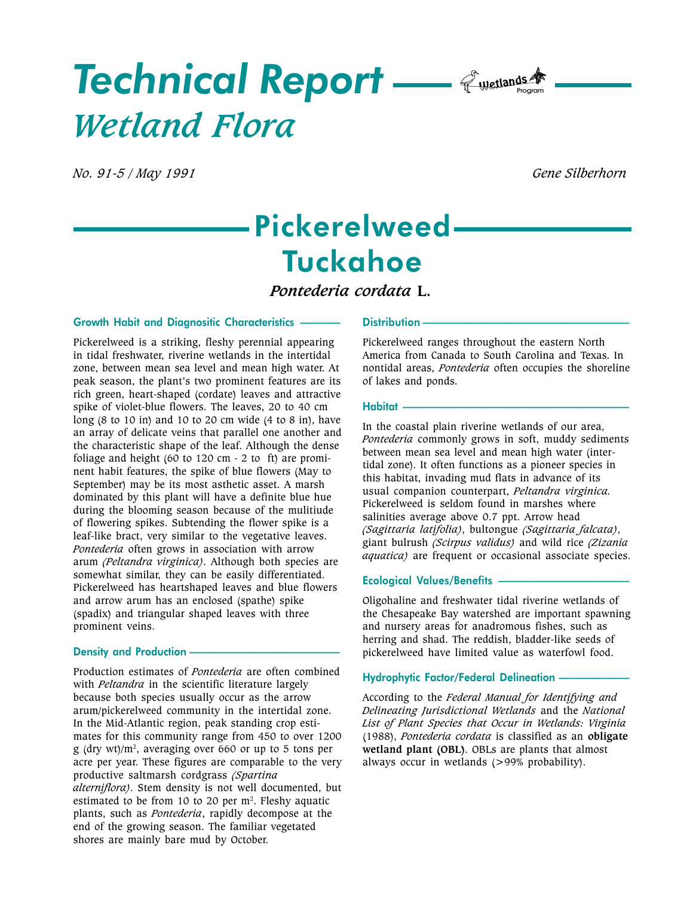# Technical Report
# *Wetland Flora*

*No. 91-5 / May 1991*

*Gene Silberhorn*

## Pickerelweed
## Tuckahoe

### *Pontederia cordata* L.

#### Growth Habit and Diagnositic Characteristics

Pickerelweed is a striking, fleshy perennial appearing in tidal freshwater, riverine wetlands in the intertidal zone, between mean sea level and mean high water. At peak season, the plant's two prominent features are its rich green, heart-shaped (cordate) leaves and attractive spike of violet-blue flowers. The leaves, 20 to 40 cm long (8 to 10 in) and 10 to 20 cm wide (4 to 8 in), have an array of delicate veins that parallel one another and the characteristic shape of the leaf. Although the dense foliage and height (60 to 120 cm - 2 to ft) are prominent habit features, the spike of blue flowers (May to September) may be its most asthetic asset. A marsh dominated by this plant will have a definite blue hue during the blooming season because of the mulitiude of flowering spikes. Subtending the flower spike is a leaf-like bract, very similar to the vegetative leaves. *Pontederia* often grows in association with arrow arum *(Peltandra virginica)*. Although both species are somewhat similar, they can be easily differentiated. Pickerelweed has heartshaped leaves and blue flowers and arrow arum has an enclosed (spathe) spike (spadix) and triangular shaped leaves with three prominent veins.

#### Density and Production

Production estimates of *Pontederia* are often combined with *Peltandra* in the scientific literature largely because both species usually occur as the arrow arum/pickerelweed community in the intertidal zone. In the Mid-Atlantic region, peak standing crop estimates for this community range from 450 to over 1200 g (dry wt)/m$^2$, averaging over 660 or up to 5 tons per acre per year. These figures are comparable to the very productive saltmarsh cordgrass *(Spartina alterniflora)*. Stem density is not well documented, but estimated to be from 10 to 20 per m$^2$. Fleshy aquatic plants, such as *Pontederia*, rapidly decompose at the end of the growing season. The familiar vegetated shores are mainly bare mud by October.

#### Distribution

Pickerelweed ranges throughout the eastern North America from Canada to South Carolina and Texas. In nontidal areas, *Pontederia* often occupies the shoreline of lakes and ponds.

#### Habitat

In the coastal plain riverine wetlands of our area, *Pontederia* commonly grows in soft, muddy sediments between mean sea level and mean high water (intertidal zone). It often functions as a pioneer species in this habitat, invading mud flats in advance of its usual companion counterpart, *Peltandra virginica.* Pickerelweed is seldom found in marshes where salinities average above 0.7 ppt. Arrow head *(Sagittaria latifolia)*, bultongue *(Sagittaria falcata)*, giant bulrush *(Scirpus validus)* and wild rice *(Zizania aquatica)* are frequent or occasional associate species.

#### Ecological Values/Benefits

Oligohaline and freshwater tidal riverine wetlands of the Chesapeake Bay watershed are important spawning and nursery areas for anadromous fishes, such as herring and shad. The reddish, bladder-like seeds of pickerelweed have limited value as waterfowl food.

#### Hydrophytic Factor/Federal Delineation

According to the *Federal Manual for Identifying and Delineating Jurisdictional Wetlands* and the *National List of Plant Species that Occur in Wetlands: Virginia* (1988), *Pontederia cordata* is classified as an **obligate wetland plant (OBL)**. OBLs are plants that almost always occur in wetlands (>99% probability).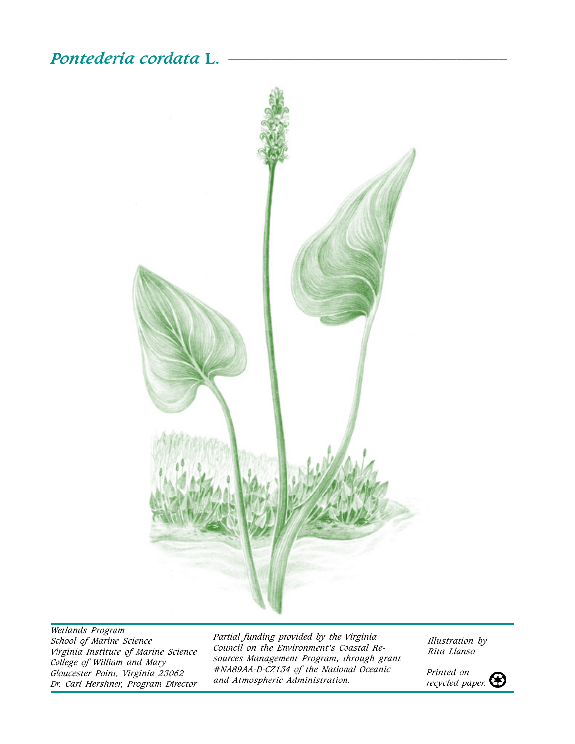# *Pontederia cordata* L.

*Wetlands Program*
*School of Marine Science*
*Virginia Institute of Marine Science*
*College of William and Mary*
*Gloucester Point, Virginia 23062*
*Dr. Carl Hershner, Program Director*

*Partial funding provided by the Virginia Council on the Environment's Coastal Resources Management Program, through grant #NA89AA-D-CZ134 of the National Oceanic and Atmospheric Administration.*

*Illustration by Rita Llanso*

*Printed on recycled paper.*